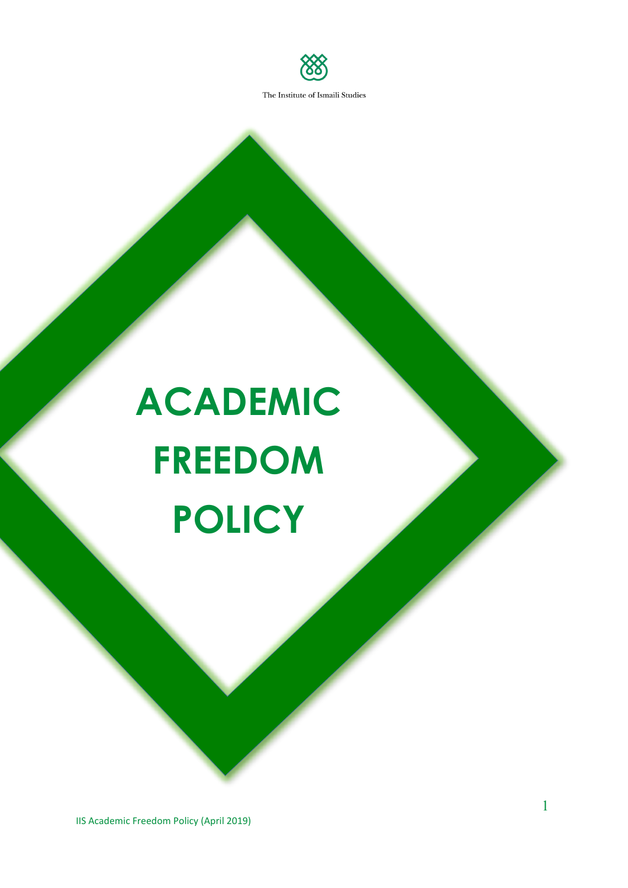The Institute of Ismaili Studies

# ACADEMIC FREEDOM POLICY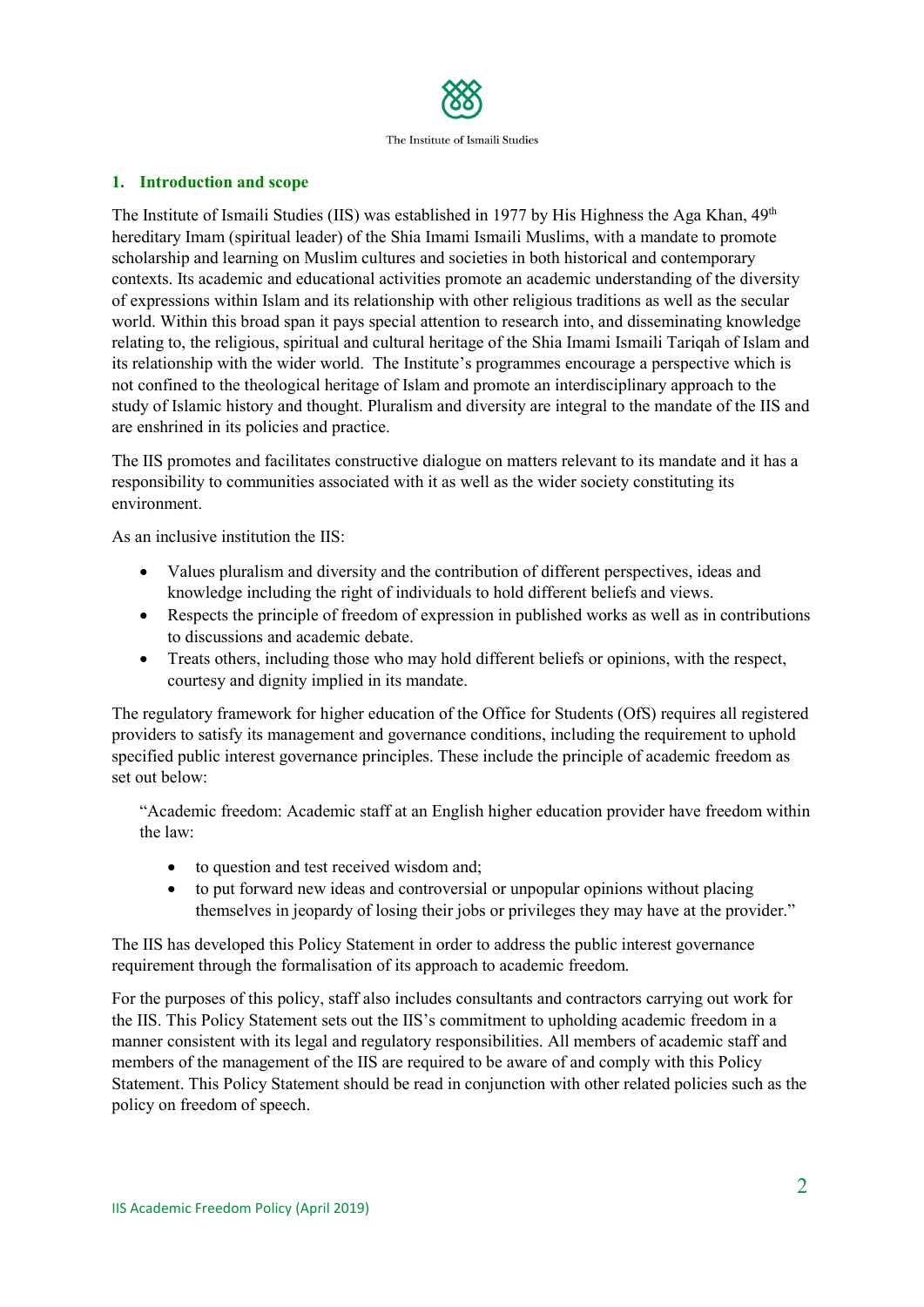## 1. Introduction and scope

The Institute of Ismaili Studies (IIS) was established in 1977 by His Highness the Aga Khan, 49th hereditary Imam (spiritual leader) of the Shia Imami Ismaili Muslims, with a mandate to promote scholarship and learning on Muslim cultures and societies in both historical and contemporary contexts. Its academic and educational activities promote an academic understanding of the diversity of expressions within Islam and its relationship with other religious traditions as well as the secular world. Within this broad span it pays special attention to research into, and disseminating knowledge relating to, the religious, spiritual and cultural heritage of the Shia Imami Ismaili Tariqah of Islam and its relationship with the wider world. The Institute's programmes encourage a perspective which is not confined to the theological heritage of Islam and promote an interdisciplinary approach to the study of Islamic history and thought. Pluralism and diversity are integral to the mandate of the IIS and are enshrined in its policies and practice.

The IIS promotes and facilitates constructive dialogue on matters relevant to its mandate and it has a responsibility to communities associated with it as well as the wider society constituting its environment.

As an inclusive institution the IIS:

- Values pluralism and diversity and the contribution of different perspectives, ideas and knowledge including the right of individuals to hold different beliefs and views.
- Respects the principle of freedom of expression in published works as well as in contributions to discussions and academic debate.
- Treats others, including those who may hold different beliefs or opinions, with the respect, courtesy and dignity implied in its mandate.

The regulatory framework for higher education of the Office for Students (OfS) requires all registered providers to satisfy its management and governance conditions, including the requirement to uphold specified public interest governance principles. These include the principle of academic freedom as set out below:

> "Academic freedom: Academic staff at an English higher education provider have freedom within the law:
>
> - to question and test received wisdom and;
> - to put forward new ideas and controversial or unpopular opinions without placing themselves in jeopardy of losing their jobs or privileges they may have at the provider."

The IIS has developed this Policy Statement in order to address the public interest governance requirement through the formalisation of its approach to academic freedom.

For the purposes of this policy, staff also includes consultants and contractors carrying out work for the IIS. This Policy Statement sets out the IIS's commitment to upholding academic freedom in a manner consistent with its legal and regulatory responsibilities. All members of academic staff and members of the management of the IIS are required to be aware of and comply with this Policy Statement. This Policy Statement should be read in conjunction with other related policies such as the policy on freedom of speech.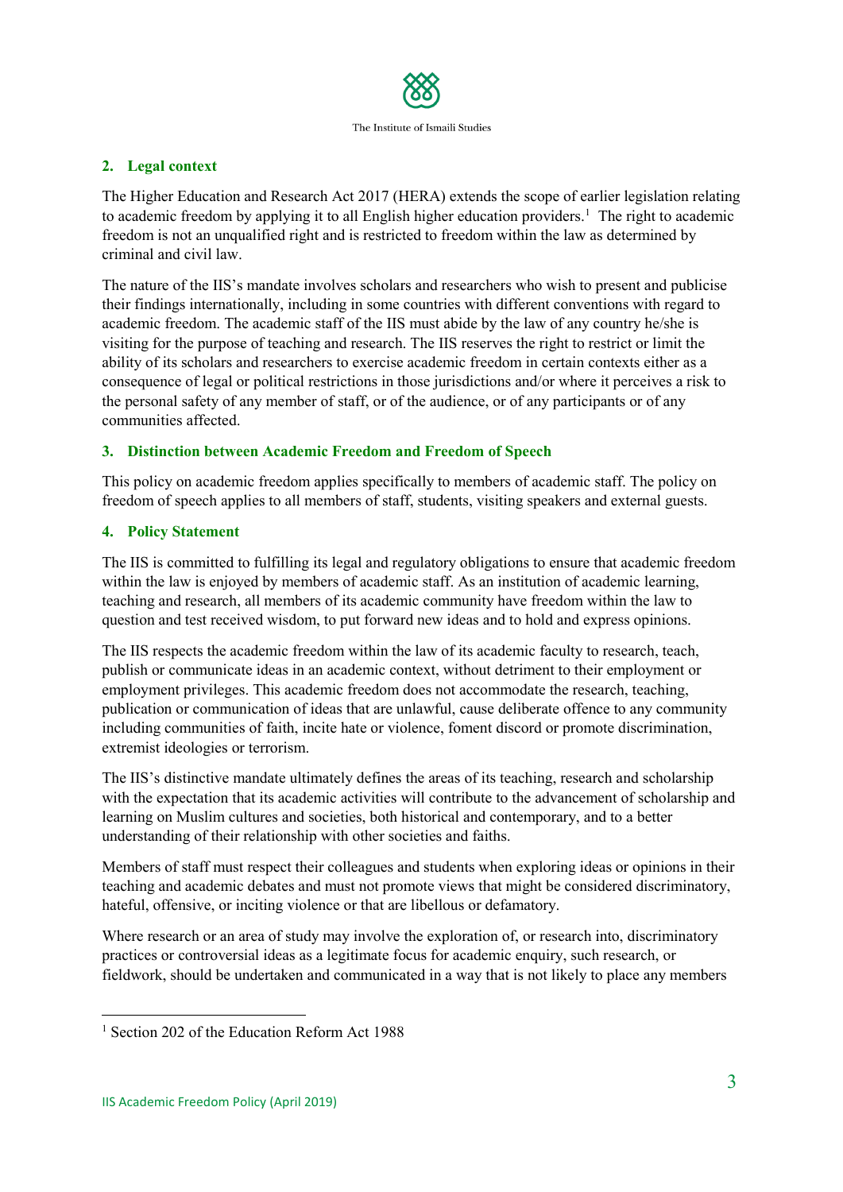## 2. Legal context

The Higher Education and Research Act 2017 (HERA) extends the scope of earlier legislation relating to academic freedom by applying it to all English higher education providers.[1] The right to academic freedom is not an unqualified right and is restricted to freedom within the law as determined by criminal and civil law.

The nature of the IIS's mandate involves scholars and researchers who wish to present and publicise their findings internationally, including in some countries with different conventions with regard to academic freedom. The academic staff of the IIS must abide by the law of any country he/she is visiting for the purpose of teaching and research. The IIS reserves the right to restrict or limit the ability of its scholars and researchers to exercise academic freedom in certain contexts either as a consequence of legal or political restrictions in those jurisdictions and/or where it perceives a risk to the personal safety of any member of staff, or of the audience, or of any participants or of any communities affected.

## 3. Distinction between Academic Freedom and Freedom of Speech

This policy on academic freedom applies specifically to members of academic staff. The policy on freedom of speech applies to all members of staff, students, visiting speakers and external guests.

## 4. Policy Statement

The IIS is committed to fulfilling its legal and regulatory obligations to ensure that academic freedom within the law is enjoyed by members of academic staff. As an institution of academic learning, teaching and research, all members of its academic community have freedom within the law to question and test received wisdom, to put forward new ideas and to hold and express opinions.

The IIS respects the academic freedom within the law of its academic faculty to research, teach, publish or communicate ideas in an academic context, without detriment to their employment or employment privileges. This academic freedom does not accommodate the research, teaching, publication or communication of ideas that are unlawful, cause deliberate offence to any community including communities of faith, incite hate or violence, foment discord or promote discrimination, extremist ideologies or terrorism.

The IIS's distinctive mandate ultimately defines the areas of its teaching, research and scholarship with the expectation that its academic activities will contribute to the advancement of scholarship and learning on Muslim cultures and societies, both historical and contemporary, and to a better understanding of their relationship with other societies and faiths.

Members of staff must respect their colleagues and students when exploring ideas or opinions in their teaching and academic debates and must not promote views that might be considered discriminatory, hateful, offensive, or inciting violence or that are libellous or defamatory.

Where research or an area of study may involve the exploration of, or research into, discriminatory practices or controversial ideas as a legitimate focus for academic enquiry, such research, or fieldwork, should be undertaken and communicated in a way that is not likely to place any members

[1] Section 202 of the Education Reform Act 1988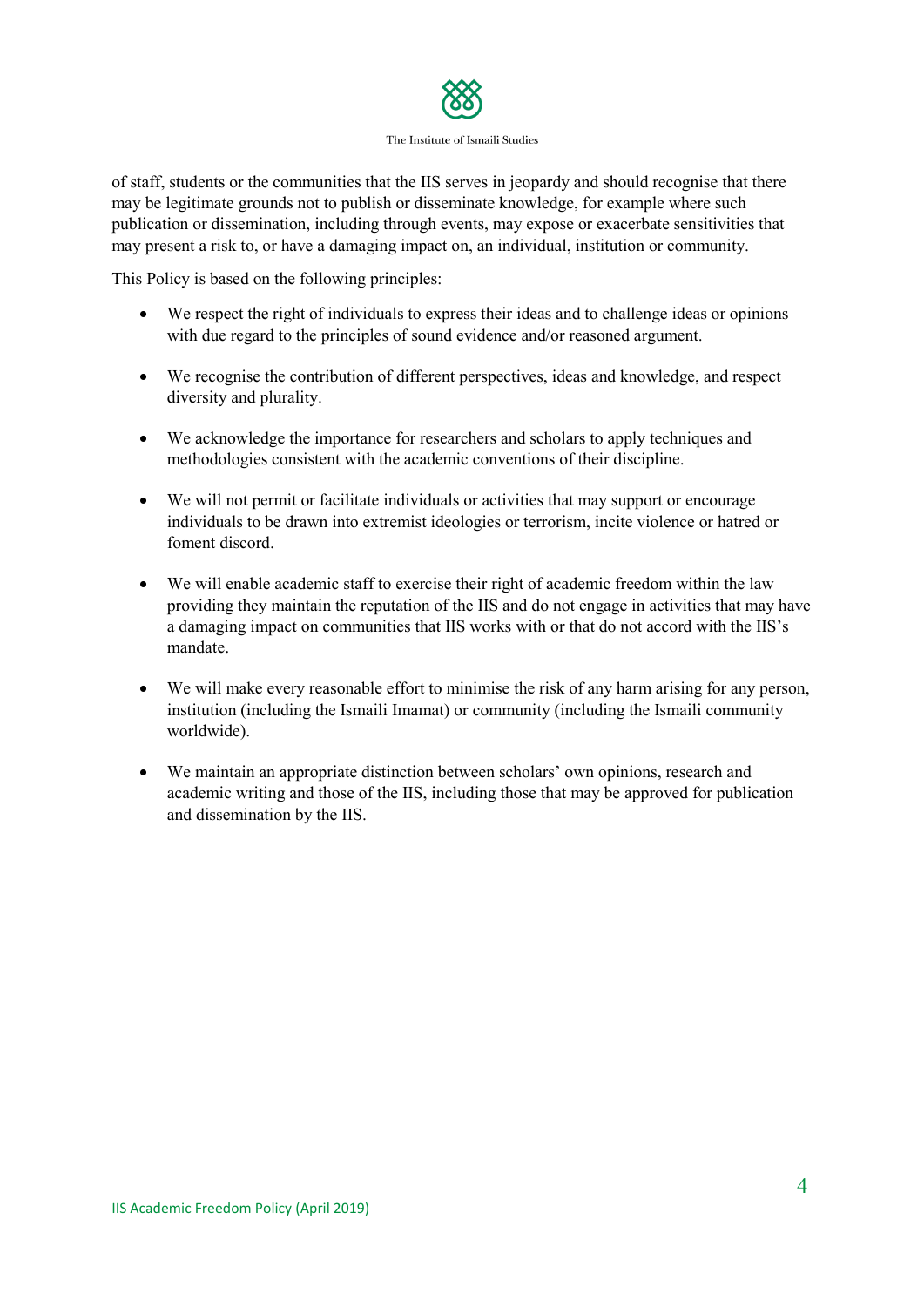of staff, students or the communities that the IIS serves in jeopardy and should recognise that there may be legitimate grounds not to publish or disseminate knowledge, for example where such publication or dissemination, including through events, may expose or exacerbate sensitivities that may present a risk to, or have a damaging impact on, an individual, institution or community.

This Policy is based on the following principles:

- We respect the right of individuals to express their ideas and to challenge ideas or opinions with due regard to the principles of sound evidence and/or reasoned argument.

- We recognise the contribution of different perspectives, ideas and knowledge, and respect diversity and plurality.

- We acknowledge the importance for researchers and scholars to apply techniques and methodologies consistent with the academic conventions of their discipline.

- We will not permit or facilitate individuals or activities that may support or encourage individuals to be drawn into extremist ideologies or terrorism, incite violence or hatred or foment discord.

- We will enable academic staff to exercise their right of academic freedom within the law providing they maintain the reputation of the IIS and do not engage in activities that may have a damaging impact on communities that IIS works with or that do not accord with the IIS's mandate.

- We will make every reasonable effort to minimise the risk of any harm arising for any person, institution (including the Ismaili Imamat) or community (including the Ismaili community worldwide).

- We maintain an appropriate distinction between scholars' own opinions, research and academic writing and those of the IIS, including those that may be approved for publication and dissemination by the IIS.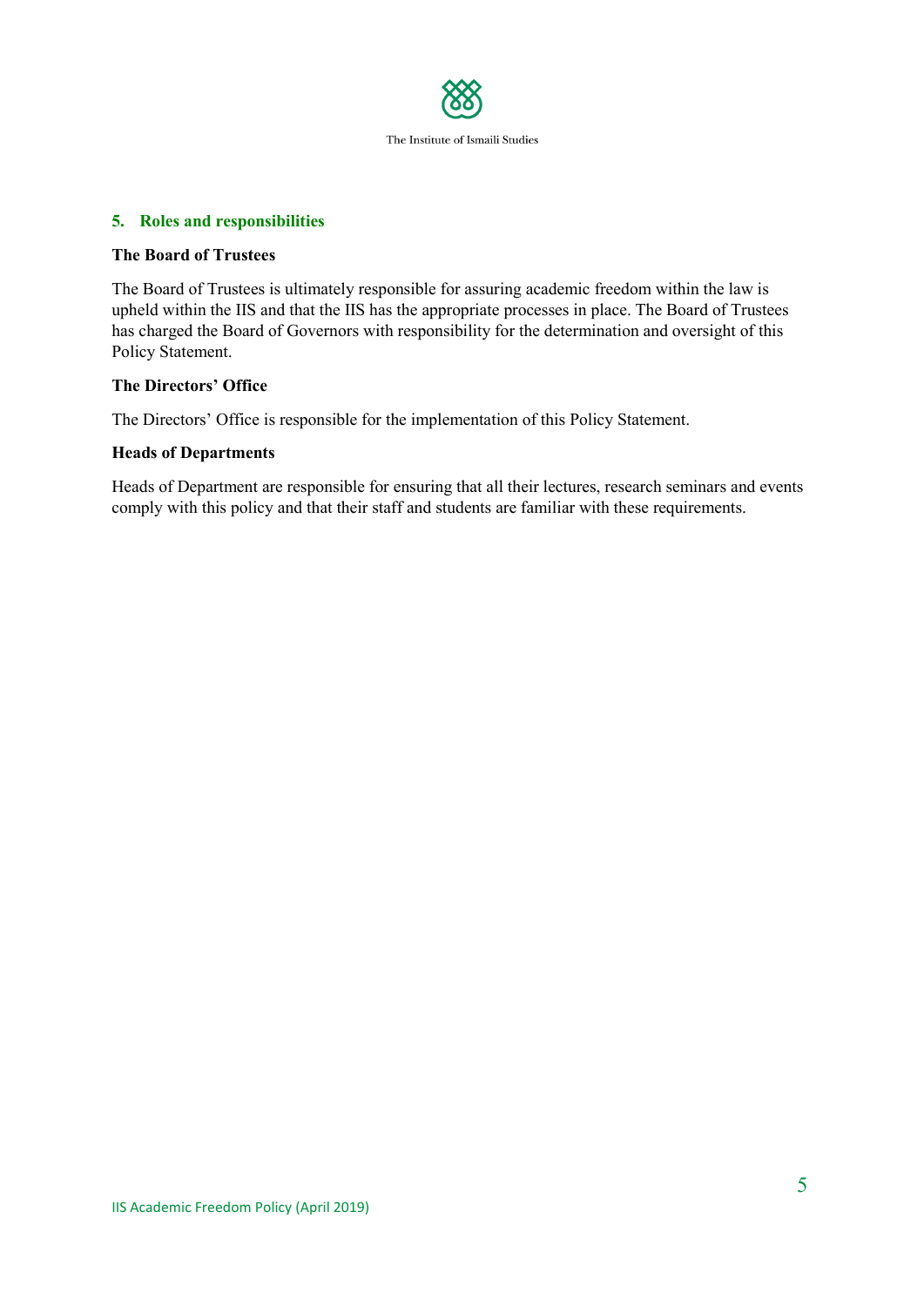## 5. Roles and responsibilities

**The Board of Trustees**

The Board of Trustees is ultimately responsible for assuring academic freedom within the law is upheld within the IIS and that the IIS has the appropriate processes in place. The Board of Trustees has charged the Board of Governors with responsibility for the determination and oversight of this Policy Statement.

**The Directors' Office**

The Directors' Office is responsible for the implementation of this Policy Statement.

**Heads of Departments**

Heads of Department are responsible for ensuring that all their lectures, research seminars and events comply with this policy and that their staff and students are familiar with these requirements.